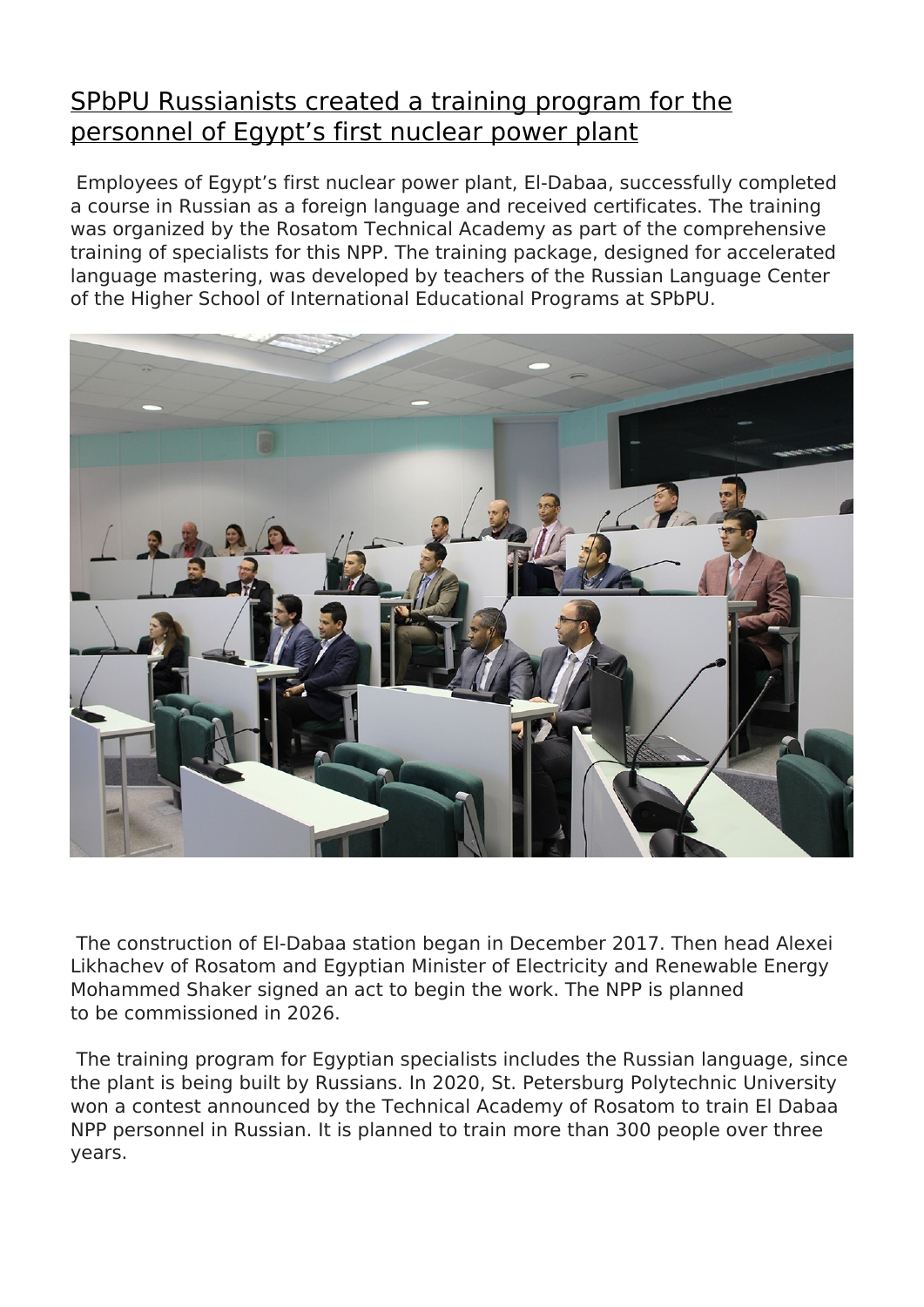# SPbPU Russianists created a training program for the personnel of Egypt’s first nuclear power plant

Employees of Egypt’s first nuclear power plant, El-Dabaa, successfully completed a course in Russian as a foreign language and received certificates. The training was organized by the Rosatom Technical Academy as part of the comprehensive training of specialists for this NPP. The training package, designed for accelerated language mastering, was developed by teachers of the Russian Language Center of the Higher School of International Educational Programs at SPbPU.

The construction of El-Dabaa station began in December 2017. Then head Alexei Likhachev of Rosatom and Egyptian Minister of Electricity and Renewable Energy Mohammed Shaker signed an act to begin the work. The NPP is planned to be commissioned in 2026.

The training program for Egyptian specialists includes the Russian language, since the plant is being built by Russians. In 2020, St. Petersburg Polytechnic University won a contest announced by the Technical Academy of Rosatom to train El Dabaa NPP personnel in Russian. It is planned to train more than 300 people over three years.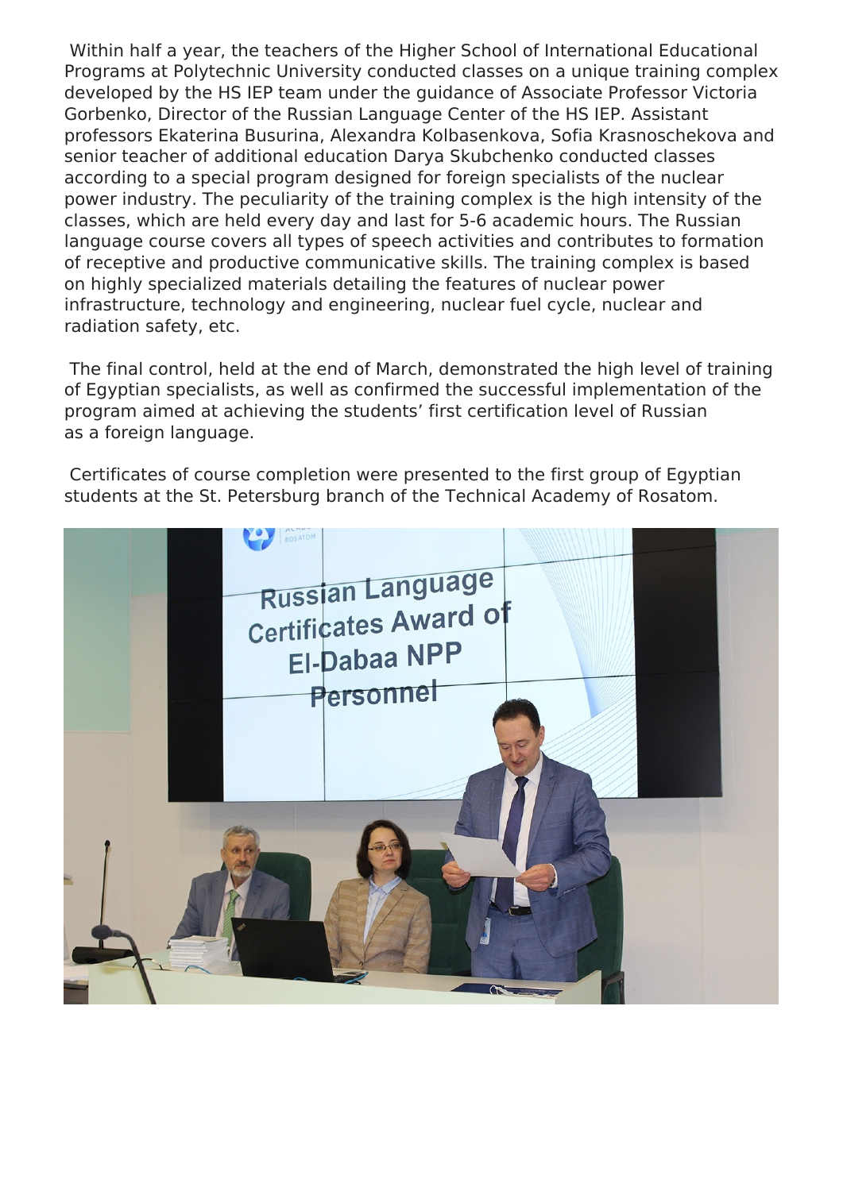Within half a year, the teachers of the Higher School of International Educational Programs at Polytechnic University conducted classes on a unique training complex developed by the HS IEP team under the guidance of Associate Professor Victoria Gorbenko, Director of the Russian Language Center of the HS IEP. Assistant professors Ekaterina Busurina, Alexandra Kolbasenkova, Sofia Krasnoschekova and senior teacher of additional education Darya Skubchenko conducted classes according to a special program designed for foreign specialists of the nuclear power industry. The peculiarity of the training complex is the high intensity of the classes, which are held every day and last for 5-6 academic hours. The Russian language course covers all types of speech activities and contributes to formation of receptive and productive communicative skills. The training complex is based on highly specialized materials detailing the features of nuclear power infrastructure, technology and engineering, nuclear fuel cycle, nuclear and radiation safety, etc.

The final control, held at the end of March, demonstrated the high level of training of Egyptian specialists, as well as confirmed the successful implementation of the program aimed at achieving the students' first certification level of Russian as a foreign language.

Certificates of course completion were presented to the first group of Egyptian students at the St. Petersburg branch of the Technical Academy of Rosatom.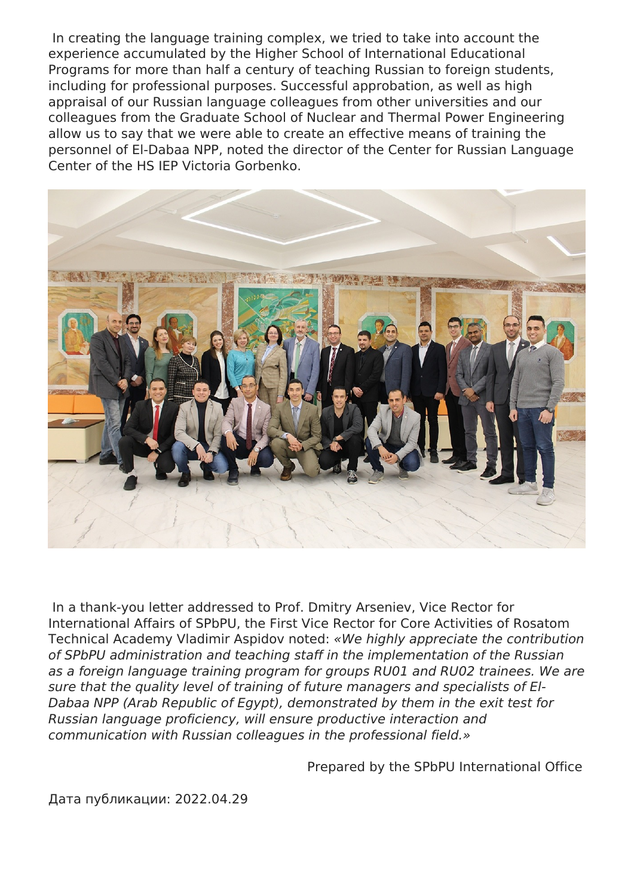In creating the language training complex, we tried to take into account the experience accumulated by the Higher School of International Educational Programs for more than half a century of teaching Russian to foreign students, including for professional purposes. Successful approbation, as well as high appraisal of our Russian language colleagues from other universities and our colleagues from the Graduate School of Nuclear and Thermal Power Engineering allow us to say that we were able to create an effective means of training the personnel of El-Dabaa NPP, noted the director of the Center for Russian Language Center of the HS IEP Victoria Gorbenko.

In a thank-you letter addressed to Prof. Dmitry Arseniev, Vice Rector for International Affairs of SPbPU, the First Vice Rector for Core Activities of Rosatom Technical Academy Vladimir Aspidov noted: *«We highly appreciate the contribution of SPbPU administration and teaching staff in the implementation of the Russian as a foreign language training program for groups RU01 and RU02 trainees. We are sure that the quality level of training of future managers and specialists of El-Dabaa NPP (Arab Republic of Egypt), demonstrated by them in the exit test for Russian language proficiency, will ensure productive interaction and communication with Russian colleagues in the professional field.»*

Prepared by the SPbPU International Office

Дата публикации: 2022.04.29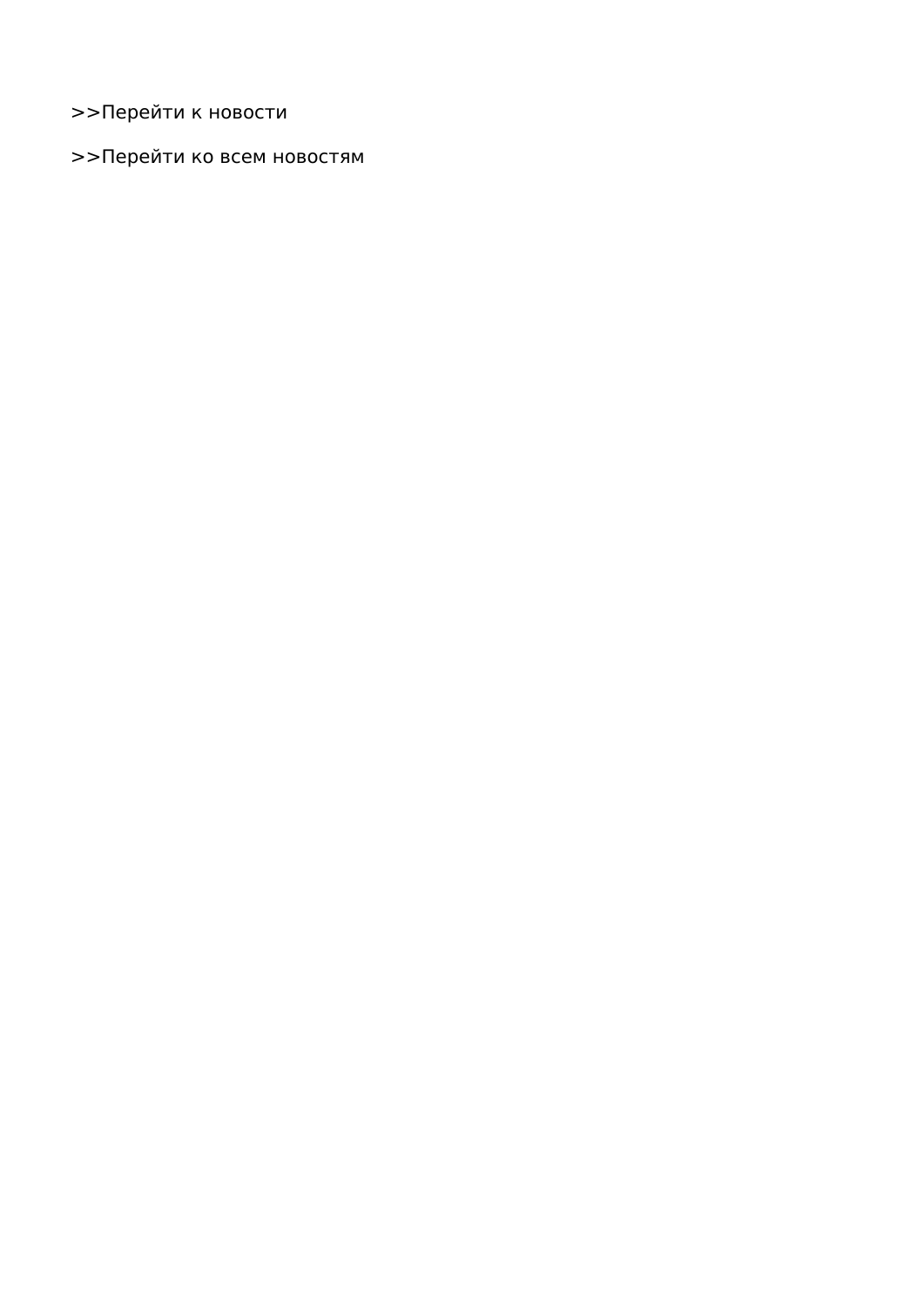>>Перейти к новости

>>Перейти ко всем новостям